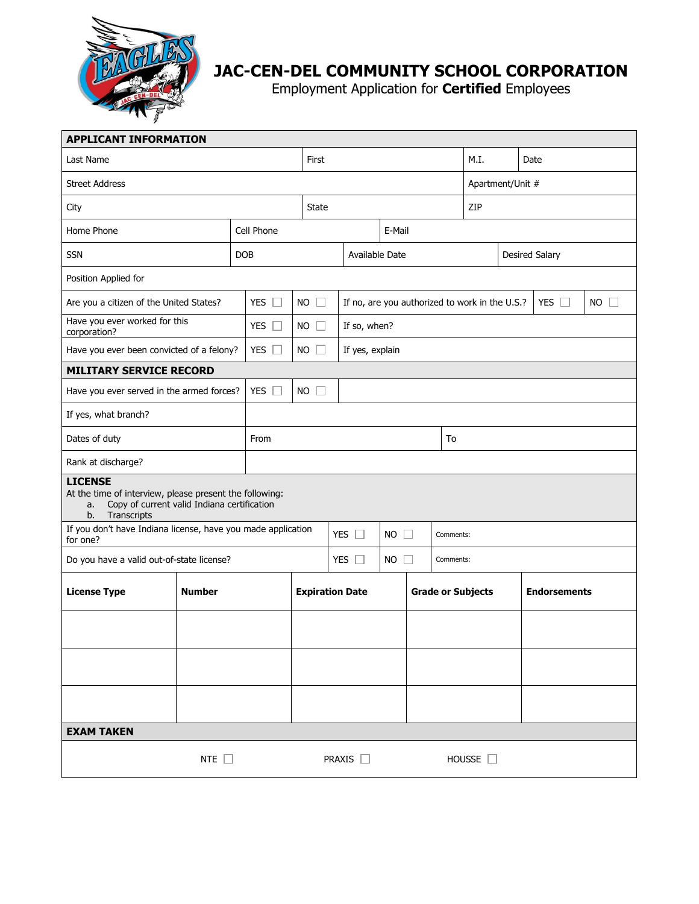# JAC-CEN-DEL COMMUNITY SCHOOL CORPORATION

Employment Application for **Certified** Employees

## APPLICANT INFORMATION

| Last Name | First | M.I. | Date |
|---|---|---|---|

| Street Address | Apartment/Unit # |
|---|---|

| City | State | ZIP |
|---|---|---|

| Home Phone | Cell Phone | E-Mail |
|---|---|---|

| SSN | DOB | Available Date | Desired Salary |
|---|---|---|---|

| Position Applied for |
|---|

| | | | | | |
|---|---|---|---|---|---|
| Are you a citizen of the United States? | YES ☐ | NO ☐ | If no, are you authorized to work in the U.S.? | YES ☐ | NO ☐ |
| Have you ever worked for this corporation? | YES ☐ | NO ☐ | If so, when? | | |
| Have you ever been convicted of a felony? | YES ☐ | NO ☐ | If yes, explain | | |

## MILITARY SERVICE RECORD

| | | |
|---|---|---|
| Have you ever served in the armed forces? | YES ☐ | NO ☐ |
| If yes, what branch? | | |
| Dates of duty | From | To |
| Rank at discharge? | | |

## LICENSE

At the time of interview, please present the following:

a. Copy of current valid Indiana certification
b. Transcripts

| | | | |
|---|---|---|---|
| If you don't have Indiana license, have you made application for one? | YES ☐ | NO ☐ | Comments: |
| Do you have a valid out-of-state license? | YES ☐ | NO ☐ | Comments: |

| License Type | Number | Expiration Date | Grade or Subjects | Endorsements |
|---|---|---|---|---|
| | | | | |
| | | | | |
| | | | | |

## EXAM TAKEN

NTE ☐ PRAXIS ☐ HOUSSE ☐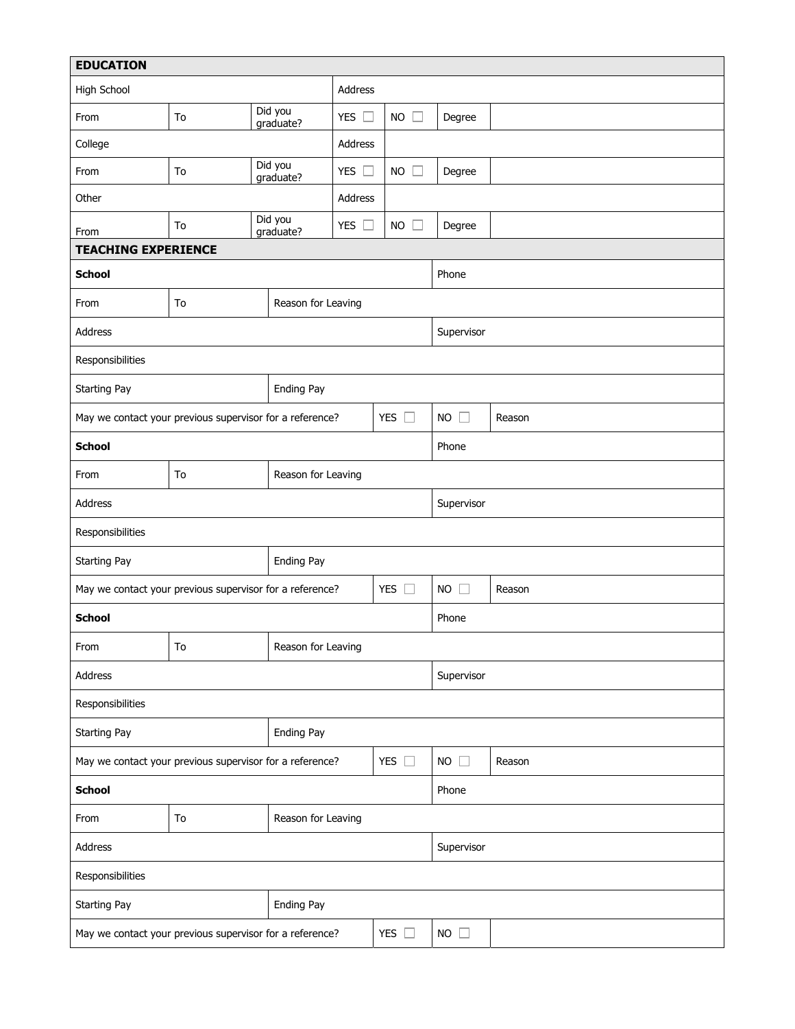## EDUCATION

| | | | | | | |
|---|---|---|---|---|---|---|
| High School | | | Address | | | |
| From | To | Did you graduate? | YES ☐ | NO ☐ | Degree | |
| College | | | Address | | | |
| From | To | Did you graduate? | YES ☐ | NO ☐ | Degree | |
| Other | | | Address | | | |
| From | To | Did you graduate? | YES ☐ | NO ☐ | Degree | |

## TEACHING EXPERIENCE

| | | | | | |
|---|---|---|---|---|---|
| **School** | | | | Phone | |
| From | To | Reason for Leaving | | | |
| Address | | | | Supervisor | |
| Responsibilities | | | | | |
| Starting Pay | | Ending Pay | | | |
| May we contact your previous supervisor for a reference? | | | YES ☐ | NO ☐ | Reason |
| **School** | | | | Phone | |
| From | To | Reason for Leaving | | | |
| Address | | | | Supervisor | |
| Responsibilities | | | | | |
| Starting Pay | | Ending Pay | | | |
| May we contact your previous supervisor for a reference? | | | YES ☐ | NO ☐ | Reason |
| **School** | | | | Phone | |
| From | To | Reason for Leaving | | | |
| Address | | | | Supervisor | |
| Responsibilities | | | | | |
| Starting Pay | | Ending Pay | | | |
| May we contact your previous supervisor for a reference? | | | YES ☐ | NO ☐ | Reason |
| **School** | | | | Phone | |
| From | To | Reason for Leaving | | | |
| Address | | | | Supervisor | |
| Responsibilities | | | | | |
| Starting Pay | | Ending Pay | | | |
| May we contact your previous supervisor for a reference? | | | YES ☐ | NO ☐ | |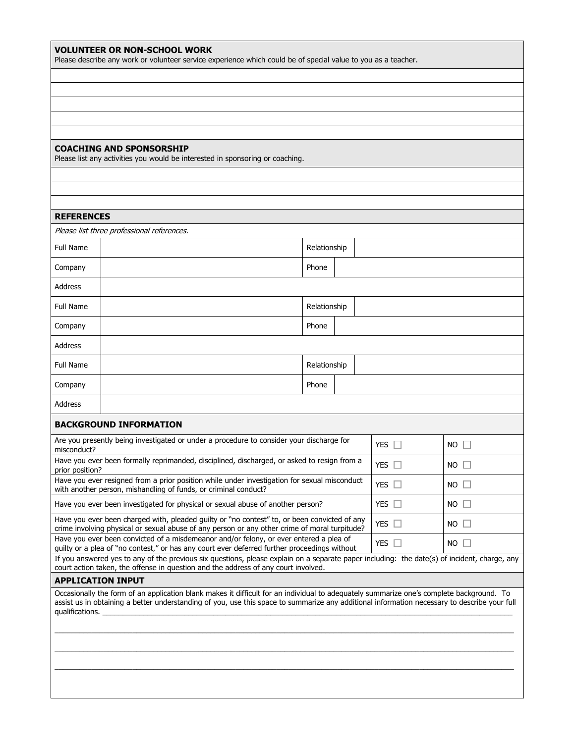## VOLUNTEER OR NON-SCHOOL WORK

Please describe any work or volunteer service experience which could be of special value to you as a teacher.

## COACHING AND SPONSORSHIP

Please list any activities you would be interested in sponsoring or coaching.

## REFERENCES

*Please list three professional references.*

| Full Name | | Relationship | |
|---|---|---|---|
| Company | | Phone | |
| Address | | | |
| Full Name | | Relationship | |
| Company | | Phone | |
| Address | | | |
| Full Name | | Relationship | |
| Company | | Phone | |
| Address | | | |

## BACKGROUND INFORMATION

| Question | | |
|---|---|---|
| Are you presently being investigated or under a procedure to consider your discharge for misconduct? | YES ☐ | NO ☐ |
| Have you ever been formally reprimanded, disciplined, discharged, or asked to resign from a prior position? | YES ☐ | NO ☐ |
| Have you ever resigned from a prior position while under investigation for sexual misconduct with another person, mishandling of funds, or criminal conduct? | YES ☐ | NO ☐ |
| Have you ever been investigated for physical or sexual abuse of another person? | YES ☐ | NO ☐ |
| Have you ever been charged with, pleaded guilty or "no contest" to, or been convicted of any crime involving physical or sexual abuse of any person or any other crime of moral turpitude? | YES ☐ | NO ☐ |
| Have you ever been convicted of a misdemeanor and/or felony, or ever entered a plea of guilty or a plea of "no contest," or has any court ever deferred further proceedings without | YES ☐ | NO ☐ |

If you answered yes to any of the previous six questions, please explain on a separate paper including: the date(s) of incident, charge, any court action taken, the offense in question and the address of any court involved.

## APPLICATION INPUT

Occasionally the form of an application blank makes it difficult for an individual to adequately summarize one's complete background. To assist us in obtaining a better understanding of you, use this space to summarize any additional information necessary to describe your full qualifications. \_\_\_\_\_\_\_\_\_\_\_\_\_\_\_\_\_\_\_\_\_\_\_\_\_\_\_\_\_\_\_\_\_\_\_\_\_\_\_\_\_\_\_\_\_\_\_\_\_\_\_\_\_\_\_\_\_\_\_\_\_\_\_\_\_\_\_\_\_\_\_\_

\_\_\_\_\_\_\_\_\_\_\_\_\_\_\_\_\_\_\_\_\_\_\_\_\_\_\_\_\_\_\_\_\_\_\_\_\_\_\_\_\_\_\_\_\_\_\_\_\_\_\_\_\_\_\_\_\_\_\_\_\_\_\_\_\_\_\_\_\_\_\_\_\_\_\_\_\_\_\_\_\_\_\_\_\_\_\_\_

\_\_\_\_\_\_\_\_\_\_\_\_\_\_\_\_\_\_\_\_\_\_\_\_\_\_\_\_\_\_\_\_\_\_\_\_\_\_\_\_\_\_\_\_\_\_\_\_\_\_\_\_\_\_\_\_\_\_\_\_\_\_\_\_\_\_\_\_\_\_\_\_\_\_\_\_\_\_\_\_\_\_\_\_\_\_\_\_

\_\_\_\_\_\_\_\_\_\_\_\_\_\_\_\_\_\_\_\_\_\_\_\_\_\_\_\_\_\_\_\_\_\_\_\_\_\_\_\_\_\_\_\_\_\_\_\_\_\_\_\_\_\_\_\_\_\_\_\_\_\_\_\_\_\_\_\_\_\_\_\_\_\_\_\_\_\_\_\_\_\_\_\_\_\_\_\_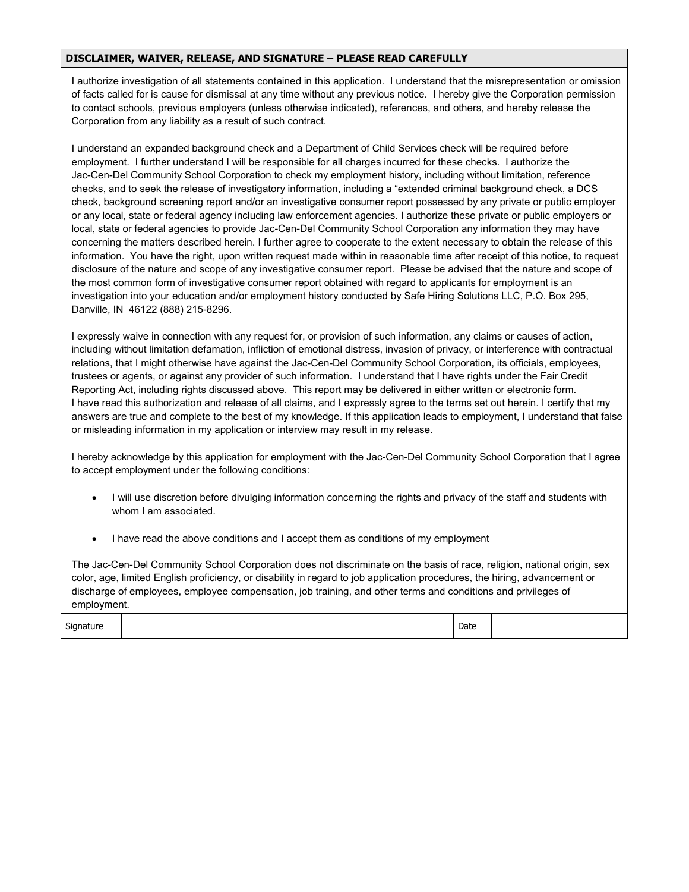## DISCLAIMER, WAIVER, RELEASE, AND SIGNATURE – PLEASE READ CAREFULLY

I authorize investigation of all statements contained in this application. I understand that the misrepresentation or omission of facts called for is cause for dismissal at any time without any previous notice. I hereby give the Corporation permission to contact schools, previous employers (unless otherwise indicated), references, and others, and hereby release the Corporation from any liability as a result of such contract.

I understand an expanded background check and a Department of Child Services check will be required before employment. I further understand I will be responsible for all charges incurred for these checks. I authorize the Jac-Cen-Del Community School Corporation to check my employment history, including without limitation, reference checks, and to seek the release of investigatory information, including a "extended criminal background check, a DCS check, background screening report and/or an investigative consumer report possessed by any private or public employer or any local, state or federal agency including law enforcement agencies. I authorize these private or public employers or local, state or federal agencies to provide Jac-Cen-Del Community School Corporation any information they may have concerning the matters described herein. I further agree to cooperate to the extent necessary to obtain the release of this information. You have the right, upon written request made within in reasonable time after receipt of this notice, to request disclosure of the nature and scope of any investigative consumer report. Please be advised that the nature and scope of the most common form of investigative consumer report obtained with regard to applicants for employment is an investigation into your education and/or employment history conducted by Safe Hiring Solutions LLC, P.O. Box 295, Danville, IN 46122 (888) 215-8296.

I expressly waive in connection with any request for, or provision of such information, any claims or causes of action, including without limitation defamation, infliction of emotional distress, invasion of privacy, or interference with contractual relations, that I might otherwise have against the Jac-Cen-Del Community School Corporation, its officials, employees, trustees or agents, or against any provider of such information. I understand that I have rights under the Fair Credit Reporting Act, including rights discussed above. This report may be delivered in either written or electronic form. I have read this authorization and release of all claims, and I expressly agree to the terms set out herein. I certify that my answers are true and complete to the best of my knowledge. If this application leads to employment, I understand that false or misleading information in my application or interview may result in my release.

I hereby acknowledge by this application for employment with the Jac-Cen-Del Community School Corporation that I agree to accept employment under the following conditions:

- I will use discretion before divulging information concerning the rights and privacy of the staff and students with whom I am associated.
- I have read the above conditions and I accept them as conditions of my employment

The Jac-Cen-Del Community School Corporation does not discriminate on the basis of race, religion, national origin, sex color, age, limited English proficiency, or disability in regard to job application procedures, the hiring, advancement or discharge of employees, employee compensation, job training, and other terms and conditions and privileges of employment.

| | | | |
|---|---|---|---|
| Signature | | Date | |